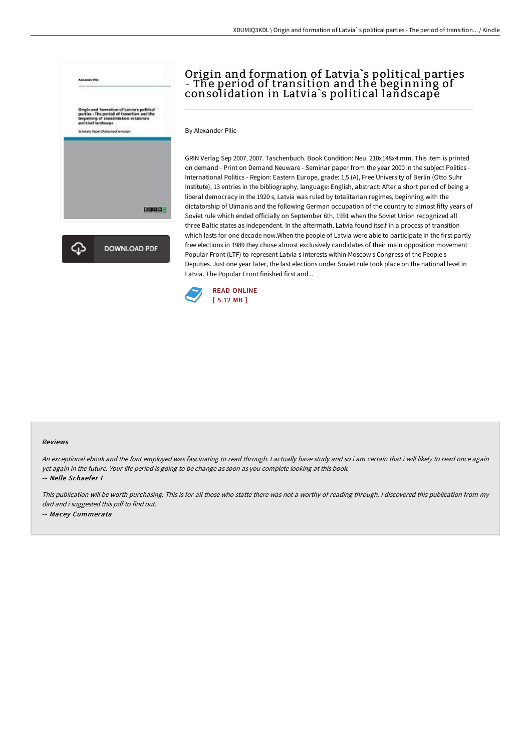# Origin and formation of Latvia`s political parties - The period of transition and the beginning of consolidation in Latvia`s political landscape

By Alexander Pilic

GRIN Verlag Sep 2007, 2007. Taschenbuch. Book Condition: Neu. 210x148x4 mm. This item is printed on demand - Print on Demand Neuware - Seminar paper from the year 2000 in the subject Politics - International Politics - Region: Eastern Europe, grade: 1,5 (A), Free University of Berlin (Otto Suhr Institute), 13 entries in the bibliography, language: English, abstract: After a short period of being a liberal democracy in the 1920 s, Latvia was ruled by totalitarian regimes, beginning with the dictatorship of Ulmanis and the following German occupation of the country to almost fifty years of Soviet rule which ended officially on September 6th, 1991 when the Soviet Union recognized all three Baltic states as independent. In the aftermath, Latvia found itself in a process of transition which lasts for one decade now.When the people of Latvia were able to participate in the first partly free elections in 1989 they chose almost exclusively candidates of their main opposition movement Popular Front (LTF) to represent Latvia s interests within Moscow s Congress of the People s Deputies. Just one year later, the last elections under Soviet rule took place on the national level in Latvia. The Popular Front finished first and...

READ ONLINE
[ 5.12 MB ]

DOWNLOAD PDF

### Reviews

*An exceptional ebook and the font employed was fascinating to read through. I actually have study and so i am certain that i will likely to read once again yet again in the future. Your life period is going to be change as soon as you complete looking at this book.*

-- *Nelle Schaefer I*

*This publication will be worth purchasing. This is for all those who statte there was not a worthy of reading through. I discovered this publication from my dad and i suggested this pdf to find out.*

-- *Macey Cummerata*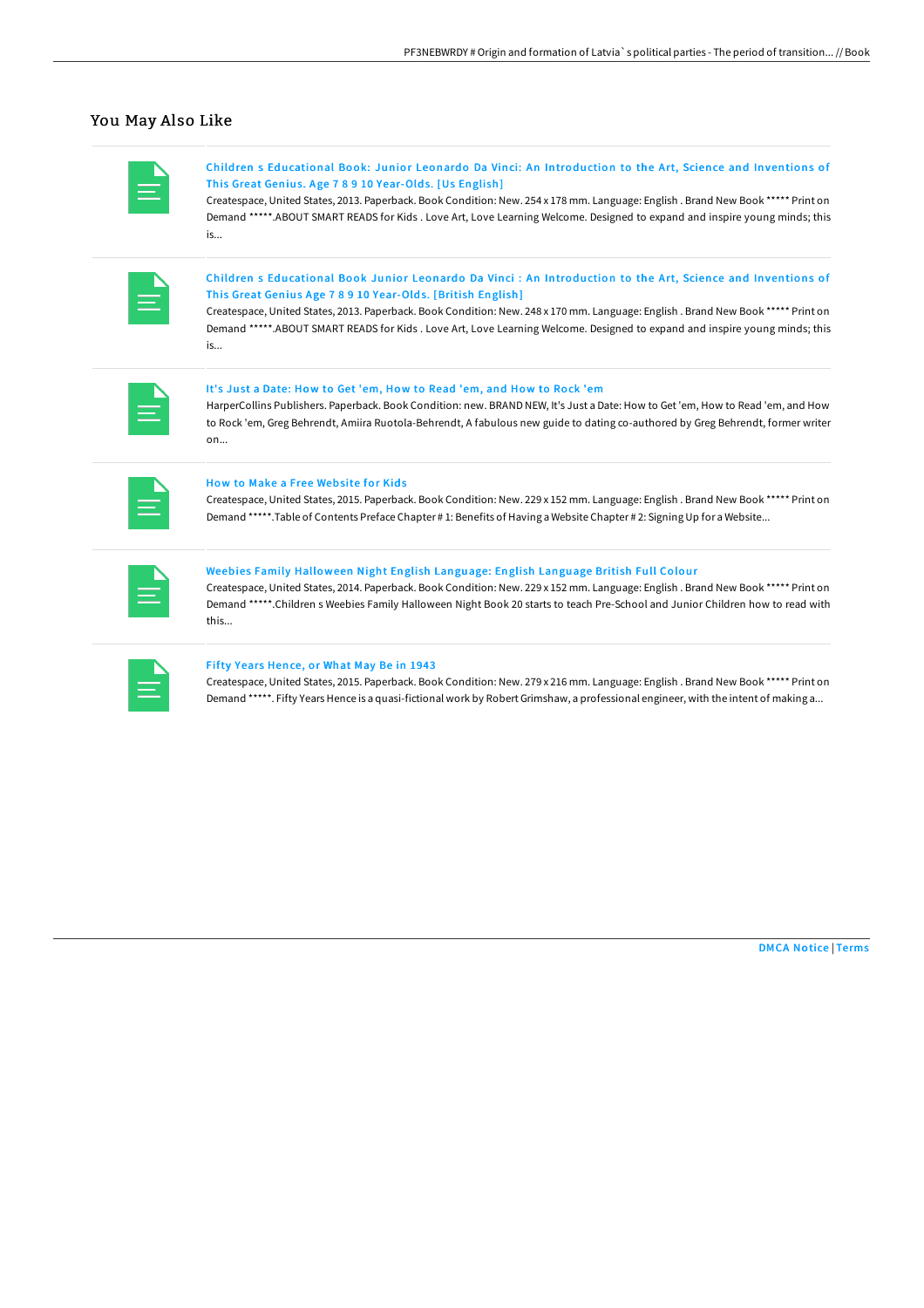## You May Also Like

**Children s Educational Book: Junior Leonardo Da Vinci: An Introduction to the Art, Science and Inventions of This Great Genius. Age 7 8 9 10 Year-Olds. [Us English]**

Createspace, United States, 2013. Paperback. Book Condition: New. 254 x 178 mm. Language: English . Brand New Book ***** Print on Demand *****.ABOUT SMART READS for Kids . Love Art, Love Learning Welcome. Designed to expand and inspire young minds; this is...

**Children s Educational Book Junior Leonardo Da Vinci : An Introduction to the Art, Science and Inventions of This Great Genius Age 7 8 9 10 Year-Olds. [British English]**

Createspace, United States, 2013. Paperback. Book Condition: New. 248 x 170 mm. Language: English . Brand New Book ***** Print on Demand *****.ABOUT SMART READS for Kids . Love Art, Love Learning Welcome. Designed to expand and inspire young minds; this is...

**It's Just a Date: How to Get 'em, How to Read 'em, and How to Rock 'em**

HarperCollins Publishers. Paperback. Book Condition: new. BRAND NEW, It's Just a Date: How to Get 'em, How to Read 'em, and How to Rock 'em, Greg Behrendt, Amiira Ruotola-Behrendt, A fabulous new guide to dating co-authored by Greg Behrendt, former writer on...

**How to Make a Free Website for Kids**

Createspace, United States, 2015. Paperback. Book Condition: New. 229 x 152 mm. Language: English . Brand New Book ***** Print on Demand *****.Table of Contents Preface Chapter # 1: Benefits of Having a Website Chapter # 2: Signing Up for a Website...

**Weebies Family Halloween Night English Language: English Language British Full Colour**

Createspace, United States, 2014. Paperback. Book Condition: New. 229 x 152 mm. Language: English . Brand New Book ***** Print on Demand *****.Children s Weebies Family Halloween Night Book 20 starts to teach Pre-School and Junior Children how to read with this...

**Fifty Years Hence, or What May Be in 1943**

Createspace, United States, 2015. Paperback. Book Condition: New. 279 x 216 mm. Language: English . Brand New Book ***** Print on Demand *****. Fifty Years Hence is a quasi-fictional work by Robert Grimshaw, a professional engineer, with the intent of making a...